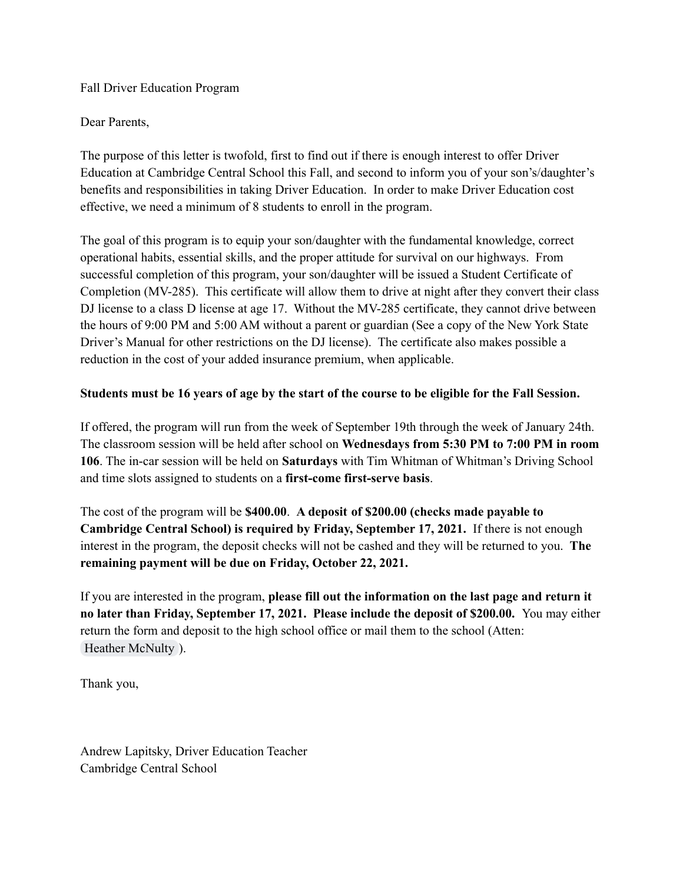Fall Driver Education Program

Dear Parents,

The purpose of this letter is twofold, first to find out if there is enough interest to offer Driver Education at Cambridge Central School this Fall, and second to inform you of your son's/daughter's benefits and responsibilities in taking Driver Education. In order to make Driver Education cost effective, we need a minimum of 8 students to enroll in the program.

The goal of this program is to equip your son/daughter with the fundamental knowledge, correct operational habits, essential skills, and the proper attitude for survival on our highways. From successful completion of this program, your son/daughter will be issued a Student Certificate of Completion (MV-285). This certificate will allow them to drive at night after they convert their class DJ license to a class D license at age 17. Without the MV-285 certificate, they cannot drive between the hours of 9:00 PM and 5:00 AM without a parent or guardian (See a copy of the New York State Driver's Manual for other restrictions on the DJ license). The certificate also makes possible a reduction in the cost of your added insurance premium, when applicable.

**Students must be 16 years of age by the start of the course to be eligible for the Fall Session.**

If offered, the program will run from the week of September 19th through the week of January 24th. The classroom session will be held after school on **Wednesdays from 5:30 PM to 7:00 PM in room 106**. The in-car session will be held on **Saturdays** with Tim Whitman of Whitman's Driving School and time slots assigned to students on a **first-come first-serve basis**.

The cost of the program will be **$400.00**. **A deposit of $200.00 (checks made payable to Cambridge Central School) is required by Friday, September 17, 2021.** If there is not enough interest in the program, the deposit checks will not be cashed and they will be returned to you. **The remaining payment will be due on Friday, October 22, 2021.**

If you are interested in the program, **please fill out the information on the last page and return it no later than Friday, September 17, 2021. Please include the deposit of $200.00.** You may either return the form and deposit to the high school office or mail them to the school (Atten: Heather McNulty).

Thank you,

Andrew Lapitsky, Driver Education Teacher
Cambridge Central School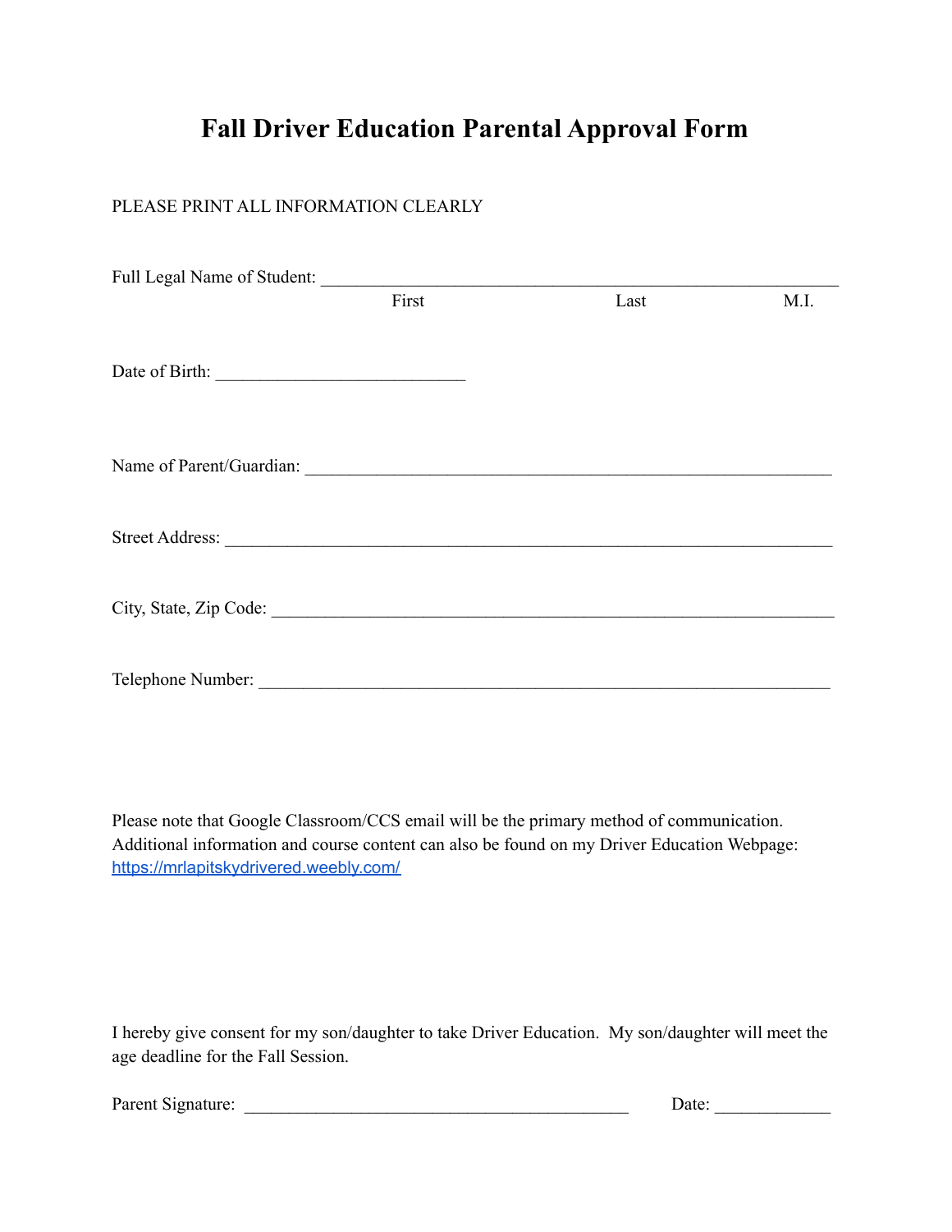# Fall Driver Education Parental Approval Form

PLEASE PRINT ALL INFORMATION CLEARLY

Full Legal Name of Student: ___________________________________________________________

First                                        Last                                        M.I.

Date of Birth: ____________________________

Name of Parent/Guardian: ___________________________________________________________

Street Address: _____________________________________________________________________

City, State, Zip Code: _______________________________________________________________

Telephone Number: __________________________________________________________________

Please note that Google Classroom/CCS email will be the primary method of communication. Additional information and course content can also be found on my Driver Education Webpage: [https://mrlapitskydrivered.weebly.com/](https://mrlapitskydrivered.weebly.com/)

I hereby give consent for my son/daughter to take Driver Education. My son/daughter will meet the age deadline for the Fall Session.

Parent Signature: ___________________________________________ Date: _____________